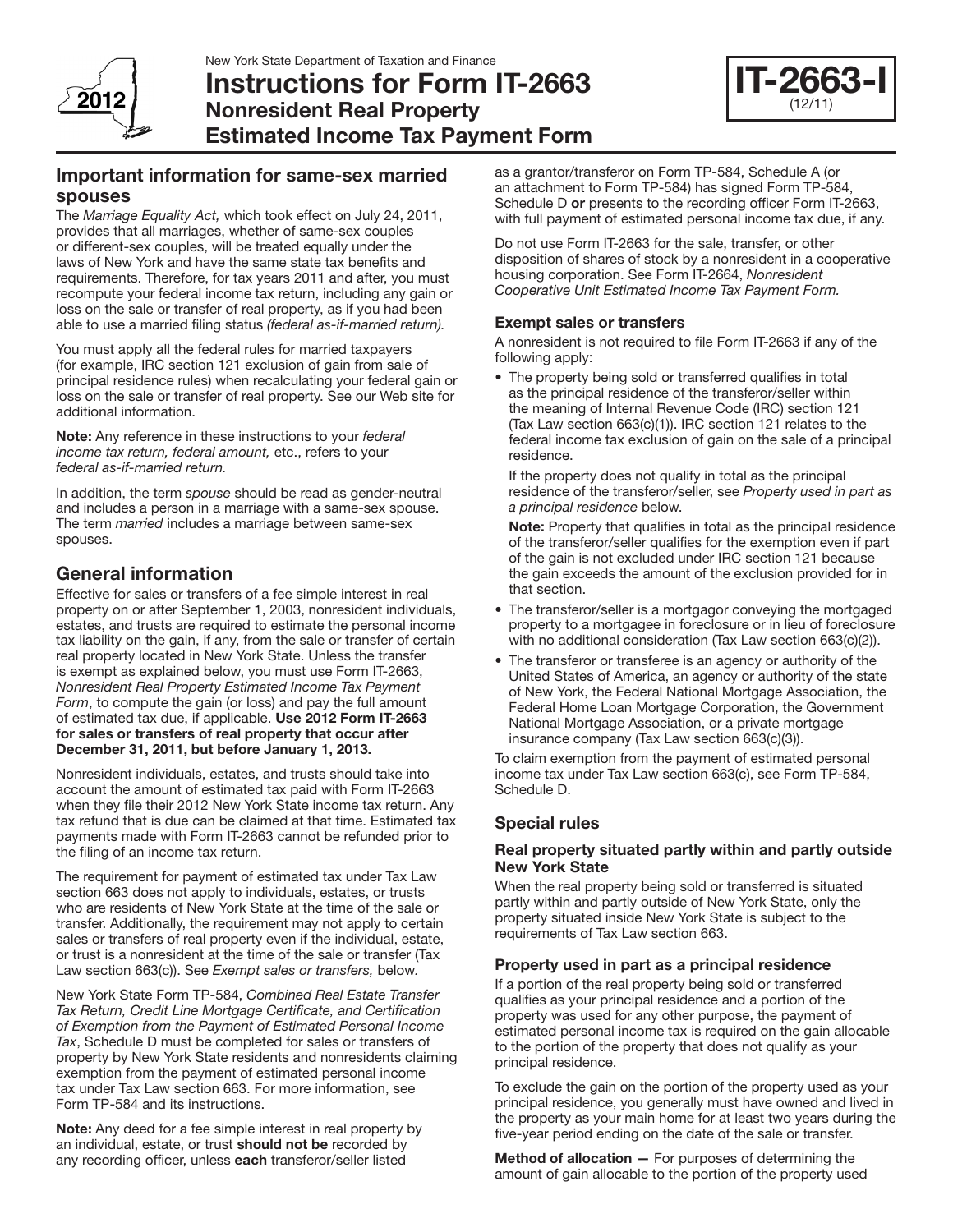New York State Department of Taxation and Finance

# Instructions for Form IT-2663 Nonresident Real Property Estimated Income Tax Payment Form

**IT-2663-I** (12/11)

2012

## Important information for same-sex married spouses

The *Marriage Equality Act,* which took effect on July 24, 2011, provides that all marriages, whether of same-sex couples or different-sex couples, will be treated equally under the laws of New York and have the same state tax benefits and requirements. Therefore, for tax years 2011 and after, you must recompute your federal income tax return, including any gain or loss on the sale or transfer of real property, as if you had been able to use a married filing status *(federal as-if-married return).*

You must apply all the federal rules for married taxpayers (for example, IRC section 121 exclusion of gain from sale of principal residence rules) when recalculating your federal gain or loss on the sale or transfer of real property. See our Web site for additional information.

**Note:** Any reference in these instructions to your *federal income tax return, federal amount,* etc., refers to your *federal as-if-married return.*

In addition, the term *spouse* should be read as gender-neutral and includes a person in a marriage with a same-sex spouse. The term *married* includes a marriage between same-sex spouses.

## General information

Effective for sales or transfers of a fee simple interest in real property on or after September 1, 2003, nonresident individuals, estates, and trusts are required to estimate the personal income tax liability on the gain, if any, from the sale or transfer of certain real property located in New York State. Unless the transfer is exempt as explained below, you must use Form IT-2663, *Nonresident Real Property Estimated Income Tax Payment Form*, to compute the gain (or loss) and pay the full amount of estimated tax due, if applicable. **Use 2012 Form IT-2663 for sales or transfers of real property that occur after December 31, 2011, but before January 1, 2013.**

Nonresident individuals, estates, and trusts should take into account the amount of estimated tax paid with Form IT-2663 when they file their 2012 New York State income tax return. Any tax refund that is due can be claimed at that time. Estimated tax payments made with Form IT-2663 cannot be refunded prior to the filing of an income tax return.

The requirement for payment of estimated tax under Tax Law section 663 does not apply to individuals, estates, or trusts who are residents of New York State at the time of the sale or transfer. Additionally, the requirement may not apply to certain sales or transfers of real property even if the individual, estate, or trust is a nonresident at the time of the sale or transfer (Tax Law section 663(c)). See *Exempt sales or transfers,* below.

New York State Form TP-584, *Combined Real Estate Transfer Tax Return, Credit Line Mortgage Certificate, and Certification of Exemption from the Payment of Estimated Personal Income Tax*, Schedule D must be completed for sales or transfers of property by New York State residents and nonresidents claiming exemption from the payment of estimated personal income tax under Tax Law section 663. For more information, see Form TP-584 and its instructions.

**Note:** Any deed for a fee simple interest in real property by an individual, estate, or trust **should not be** recorded by any recording officer, unless **each** transferor/seller listed as a grantor/transferor on Form TP-584, Schedule A (or an attachment to Form TP-584) has signed Form TP-584, Schedule D **or** presents to the recording officer Form IT-2663, with full payment of estimated personal income tax due, if any.

Do not use Form IT-2663 for the sale, transfer, or other disposition of shares of stock by a nonresident in a cooperative housing corporation. See Form IT-2664, *Nonresident Cooperative Unit Estimated Income Tax Payment Form.*

### Exempt sales or transfers

A nonresident is not required to file Form IT-2663 if any of the following apply:

- The property being sold or transferred qualifies in total as the principal residence of the transferor/seller within the meaning of Internal Revenue Code (IRC) section 121 (Tax Law section 663(c)(1)). IRC section 121 relates to the federal income tax exclusion of gain on the sale of a principal residence.

  If the property does not qualify in total as the principal residence of the transferor/seller, see *Property used in part as a principal residence* below.

  **Note:** Property that qualifies in total as the principal residence of the transferor/seller qualifies for the exemption even if part of the gain is not excluded under IRC section 121 because the gain exceeds the amount of the exclusion provided for in that section.

- The transferor/seller is a mortgagor conveying the mortgaged property to a mortgagee in foreclosure or in lieu of foreclosure with no additional consideration (Tax Law section 663(c)(2)).
- The transferor or transferee is an agency or authority of the United States of America, an agency or authority of the state of New York, the Federal National Mortgage Association, the Federal Home Loan Mortgage Corporation, the Government National Mortgage Association, or a private mortgage insurance company (Tax Law section 663(c)(3)).

To claim exemption from the payment of estimated personal income tax under Tax Law section 663(c), see Form TP-584, Schedule D.

## Special rules

### Real property situated partly within and partly outside New York State

When the real property being sold or transferred is situated partly within and partly outside of New York State, only the property situated inside New York State is subject to the requirements of Tax Law section 663.

### Property used in part as a principal residence

If a portion of the real property being sold or transferred qualifies as your principal residence and a portion of the property was used for any other purpose, the payment of estimated personal income tax is required on the gain allocable to the portion of the property that does not qualify as your principal residence.

To exclude the gain on the portion of the property used as your principal residence, you generally must have owned and lived in the property as your main home for at least two years during the five-year period ending on the date of the sale or transfer.

**Method of allocation —** For purposes of determining the amount of gain allocable to the portion of the property used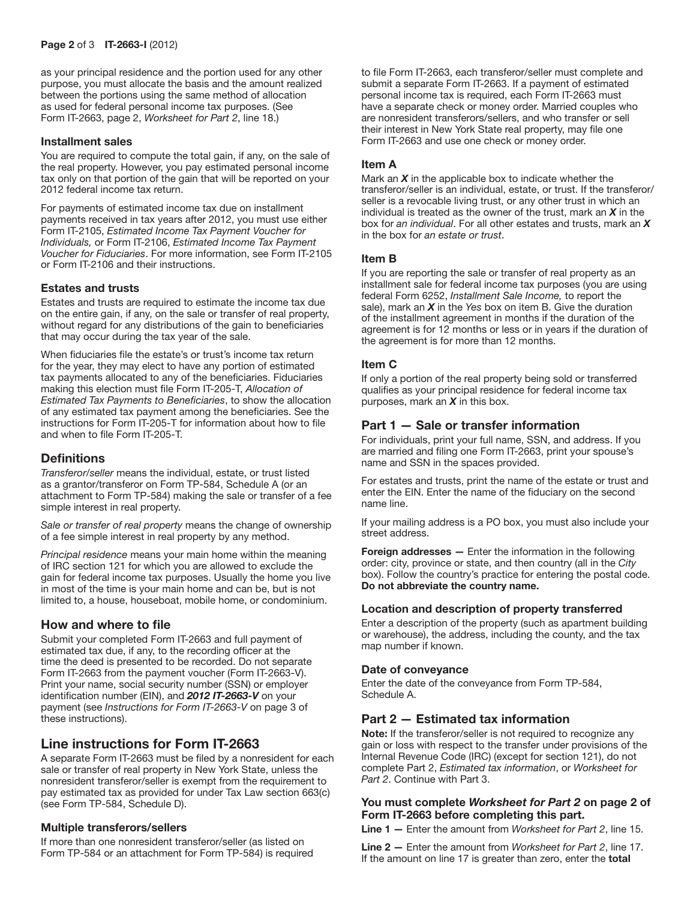as your principal residence and the portion used for any other purpose, you must allocate the basis and the amount realized between the portions using the same method of allocation as used for federal personal income tax purposes. (See Form IT-2663, page 2, *Worksheet for Part 2*, line 18.)

### Installment sales

You are required to compute the total gain, if any, on the sale of the real property. However, you pay estimated personal income tax only on that portion of the gain that will be reported on your 2012 federal income tax return.

For payments of estimated income tax due on installment payments received in tax years after 2012, you must use either Form IT-2105, *Estimated Income Tax Payment Voucher for Individuals,* or Form IT-2106, *Estimated Income Tax Payment Voucher for Fiduciaries*. For more information, see Form IT-2105 or Form IT-2106 and their instructions.

### Estates and trusts

Estates and trusts are required to estimate the income tax due on the entire gain, if any, on the sale or transfer of real property, without regard for any distributions of the gain to beneficiaries that may occur during the tax year of the sale.

When fiduciaries file the estate's or trust's income tax return for the year, they may elect to have any portion of estimated tax payments allocated to any of the beneficiaries. Fiduciaries making this election must file Form IT-205-T, *Allocation of Estimated Tax Payments to Beneficiaries*, to show the allocation of any estimated tax payment among the beneficiaries. See the instructions for Form IT-205-T for information about how to file and when to file Form IT-205-T.

## Definitions

*Transferor/seller* means the individual, estate, or trust listed as a grantor/transferor on Form TP-584, Schedule A (or an attachment to Form TP-584) making the sale or transfer of a fee simple interest in real property.

*Sale or transfer of real property* means the change of ownership of a fee simple interest in real property by any method.

*Principal residence* means your main home within the meaning of IRC section 121 for which you are allowed to exclude the gain for federal income tax purposes. Usually the home you live in most of the time is your main home and can be, but is not limited to, a house, houseboat, mobile home, or condominium.

## How and where to file

Submit your completed Form IT-2663 and full payment of estimated tax due, if any, to the recording officer at the time the deed is presented to be recorded. Do not separate Form IT-2663 from the payment voucher (Form IT-2663-V). Print your name, social security number (SSN) or employer identification number (EIN), and ***2012 IT-2663-V*** on your payment (see *Instructions for Form IT-2663-V* on page 3 of these instructions).

## Line instructions for Form IT-2663

A separate Form IT-2663 must be filed by a nonresident for each sale or transfer of real property in New York State, unless the nonresident transferor/seller is exempt from the requirement to pay estimated tax as provided for under Tax Law section 663(c) (see Form TP-584, Schedule D).

### Multiple transferors/sellers

If more than one nonresident transferor/seller (as listed on Form TP-584 or an attachment for Form TP-584) is required to file Form IT-2663, each transferor/seller must complete and submit a separate Form IT-2663. If a payment of estimated personal income tax is required, each Form IT-2663 must have a separate check or money order. Married couples who are nonresident transferors/sellers, and who transfer or sell their interest in New York State real property, may file one Form IT-2663 and use one check or money order.

### Item A

Mark an ***X*** in the applicable box to indicate whether the transferor/seller is an individual, estate, or trust. If the transferor/seller is a revocable living trust, or any other trust in which an individual is treated as the owner of the trust, mark an ***X*** in the box for *an individual*. For all other estates and trusts, mark an ***X*** in the box for *an estate or trust*.

### Item B

If you are reporting the sale or transfer of real property as an installment sale for federal income tax purposes (you are using federal Form 6252, *Installment Sale Income,* to report the sale), mark an ***X*** in the *Yes* box on item B. Give the duration of the installment agreement in months if the duration of the agreement is for 12 months or less or in years if the duration of the agreement is for more than 12 months.

### Item C

If only a portion of the real property being sold or transferred qualifies as your principal residence for federal income tax purposes, mark an ***X*** in this box.

## Part 1 — Sale or transfer information

For individuals, print your full name, SSN, and address. If you are married and filing one Form IT-2663, print your spouse's name and SSN in the spaces provided.

For estates and trusts, print the name of the estate or trust and enter the EIN. Enter the name of the fiduciary on the second name line.

If your mailing address is a PO box, you must also include your street address.

**Foreign addresses —** Enter the information in the following order: city, province or state, and then country (all in the *City* box). Follow the country's practice for entering the postal code. **Do not abbreviate the country name.**

### Location and description of property transferred

Enter a description of the property (such as apartment building or warehouse), the address, including the county, and the tax map number if known.

### Date of conveyance

Enter the date of the conveyance from Form TP-584, Schedule A.

## Part 2 — Estimated tax information

**Note:** If the transferor/seller is not required to recognize any gain or loss with respect to the transfer under provisions of the Internal Revenue Code (IRC) (except for section 121), do not complete Part 2, *Estimated tax information*, or *Worksheet for Part 2*. Continue with Part 3.

### You must complete *Worksheet for Part 2* on page 2 of Form IT-2663 before completing this part.

**Line 1 —** Enter the amount from *Worksheet for Part 2*, line 15.

**Line 2 —** Enter the amount from *Worksheet for Part 2*, line 17. If the amount on line 17 is greater than zero, enter the **total**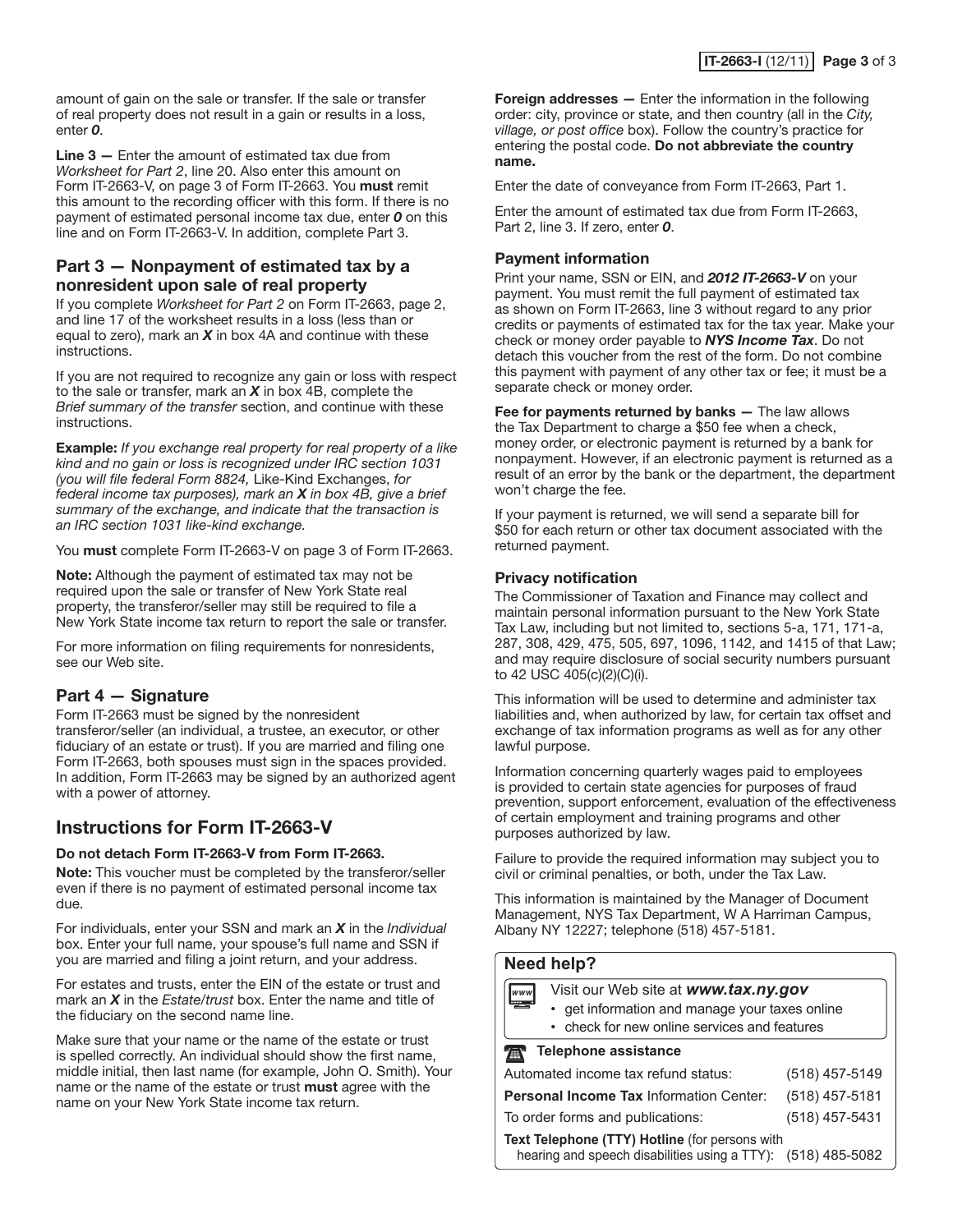amount of gain on the sale or transfer. If the sale or transfer of real property does not result in a gain or results in a loss, enter ***0***.

**Line 3 —** Enter the amount of estimated tax due from *Worksheet for Part 2*, line 20. Also enter this amount on Form IT-2663-V, on page 3 of Form IT-2663. You **must** remit this amount to the recording officer with this form. If there is no payment of estimated personal income tax due, enter ***0*** on this line and on Form IT-2663-V. In addition, complete Part 3.

## Part 3 — Nonpayment of estimated tax by a nonresident upon sale of real property

If you complete *Worksheet for Part 2* on Form IT-2663, page 2, and line 17 of the worksheet results in a loss (less than or equal to zero), mark an ***X*** in box 4A and continue with these instructions.

If you are not required to recognize any gain or loss with respect to the sale or transfer, mark an ***X*** in box 4B, complete the *Brief summary of the transfer* section, and continue with these instructions.

**Example:** *If you exchange real property for real property of a like kind and no gain or loss is recognized under IRC section 1031 (you will file federal Form 8824,* Like-Kind Exchanges, *for federal income tax purposes), mark an* ***X*** *in box 4B, give a brief summary of the exchange, and indicate that the transaction is an IRC section 1031 like-kind exchange.*

You **must** complete Form IT-2663-V on page 3 of Form IT-2663.

**Note:** Although the payment of estimated tax may not be required upon the sale or transfer of New York State real property, the transferor/seller may still be required to file a New York State income tax return to report the sale or transfer.

For more information on filing requirements for nonresidents, see our Web site.

## Part 4 — Signature

Form IT-2663 must be signed by the nonresident transferor/seller (an individual, a trustee, an executor, or other fiduciary of an estate or trust). If you are married and filing one Form IT-2663, both spouses must sign in the spaces provided. In addition, Form IT-2663 may be signed by an authorized agent with a power of attorney.

# Instructions for Form IT-2663-V

**Do not detach Form IT-2663-V from Form IT-2663.**

**Note:** This voucher must be completed by the transferor/seller even if there is no payment of estimated personal income tax due.

For individuals, enter your SSN and mark an ***X*** in the *Individual* box. Enter your full name, your spouse's full name and SSN if you are married and filing a joint return, and your address.

For estates and trusts, enter the EIN of the estate or trust and mark an ***X*** in the *Estate/trust* box. Enter the name and title of the fiduciary on the second name line.

Make sure that your name or the name of the estate or trust is spelled correctly. An individual should show the first name, middle initial, then last name (for example, John O. Smith). Your name or the name of the estate or trust **must** agree with the name on your New York State income tax return.

**Foreign addresses —** Enter the information in the following order: city, province or state, and then country (all in the *City, village, or post office* box). Follow the country's practice for entering the postal code. **Do not abbreviate the country name.**

Enter the date of conveyance from Form IT-2663, Part 1.

Enter the amount of estimated tax due from Form IT-2663, Part 2, line 3. If zero, enter ***0***.

### Payment information

Print your name, SSN or EIN, and ***2012 IT-2663-V*** on your payment. You must remit the full payment of estimated tax as shown on Form IT-2663, line 3 without regard to any prior credits or payments of estimated tax for the tax year. Make your check or money order payable to ***NYS Income Tax***. Do not detach this voucher from the rest of the form. Do not combine this payment with payment of any other tax or fee; it must be a separate check or money order.

**Fee for payments returned by banks —** The law allows the Tax Department to charge a $50 fee when a check, money order, or electronic payment is returned by a bank for nonpayment. However, if an electronic payment is returned as a result of an error by the bank or the department, the department won't charge the fee.

If your payment is returned, we will send a separate bill for $50 for each return or other tax document associated with the returned payment.

### Privacy notification

The Commissioner of Taxation and Finance may collect and maintain personal information pursuant to the New York State Tax Law, including but not limited to, sections 5-a, 171, 171-a, 287, 308, 429, 475, 505, 697, 1096, 1142, and 1415 of that Law; and may require disclosure of social security numbers pursuant to 42 USC 405(c)(2)(C)(i).

This information will be used to determine and administer tax liabilities and, when authorized by law, for certain tax offset and exchange of tax information programs as well as for any other lawful purpose.

Information concerning quarterly wages paid to employees is provided to certain state agencies for purposes of fraud prevention, support enforcement, evaluation of the effectiveness of certain employment and training programs and other purposes authorized by law.

Failure to provide the required information may subject you to civil or criminal penalties, or both, under the Tax Law.

This information is maintained by the Manager of Document Management, NYS Tax Department, W A Harriman Campus, Albany NY 12227; telephone (518) 457-5181.

### Need help?

Visit our Web site at ***www.tax.ny.gov***

- get information and manage your taxes online
- check for new online services and features

**Telephone assistance**

| | |
|---|---|
| Automated income tax refund status: | (518) 457-5149 |
| **Personal Income Tax** Information Center: | (518) 457-5181 |
| To order forms and publications: | (518) 457-5431 |
| **Text Telephone (TTY) Hotline** (for persons with hearing and speech disabilities using a TTY): | (518) 485-5082 |